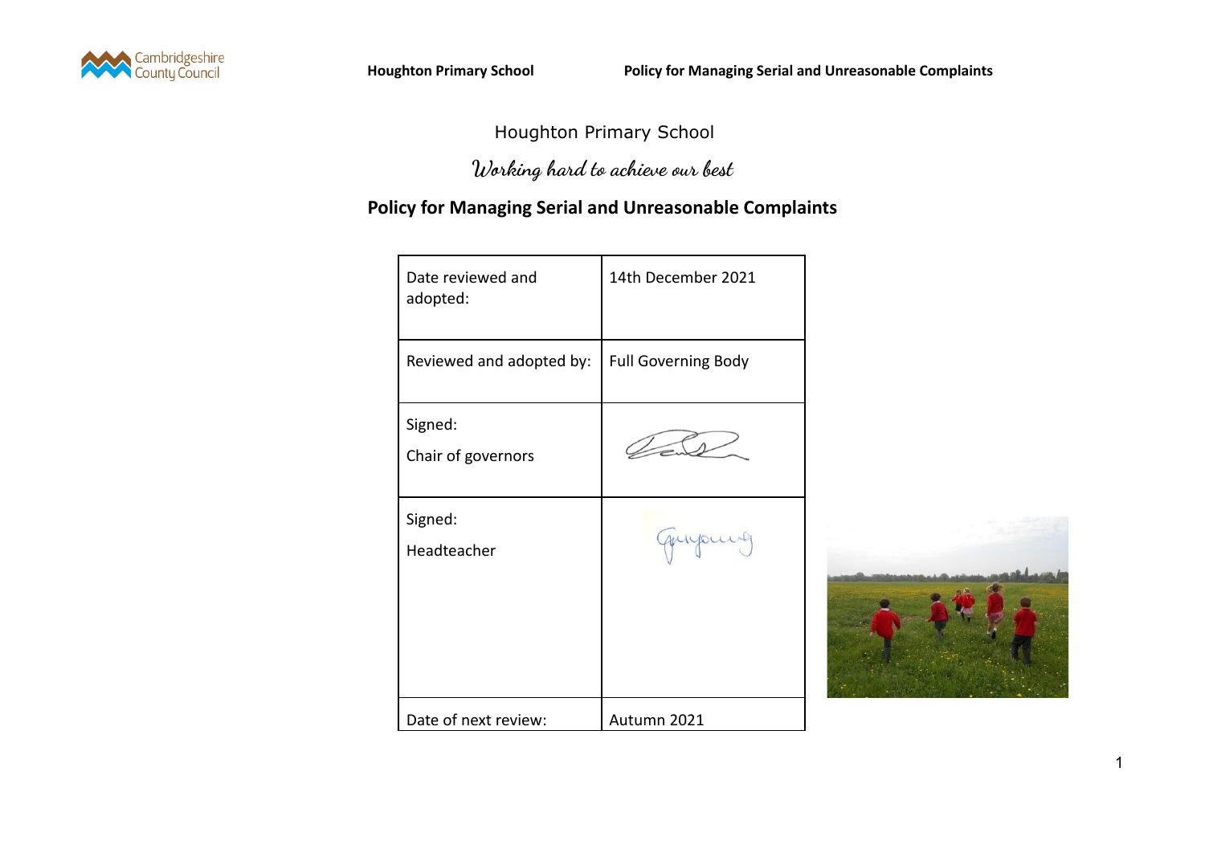Houghton Primary School

*Working hard to achieve our best*

# Policy for Managing Serial and Unreasonable Complaints

| | |
|---|---|
| Date reviewed and adopted: | 14th December 2021 |
| Reviewed and adopted by: | Full Governing Body |
| Signed:<br>Chair of governors | |
| Signed:<br>Headteacher | |
| Date of next review: | Autumn 2021 |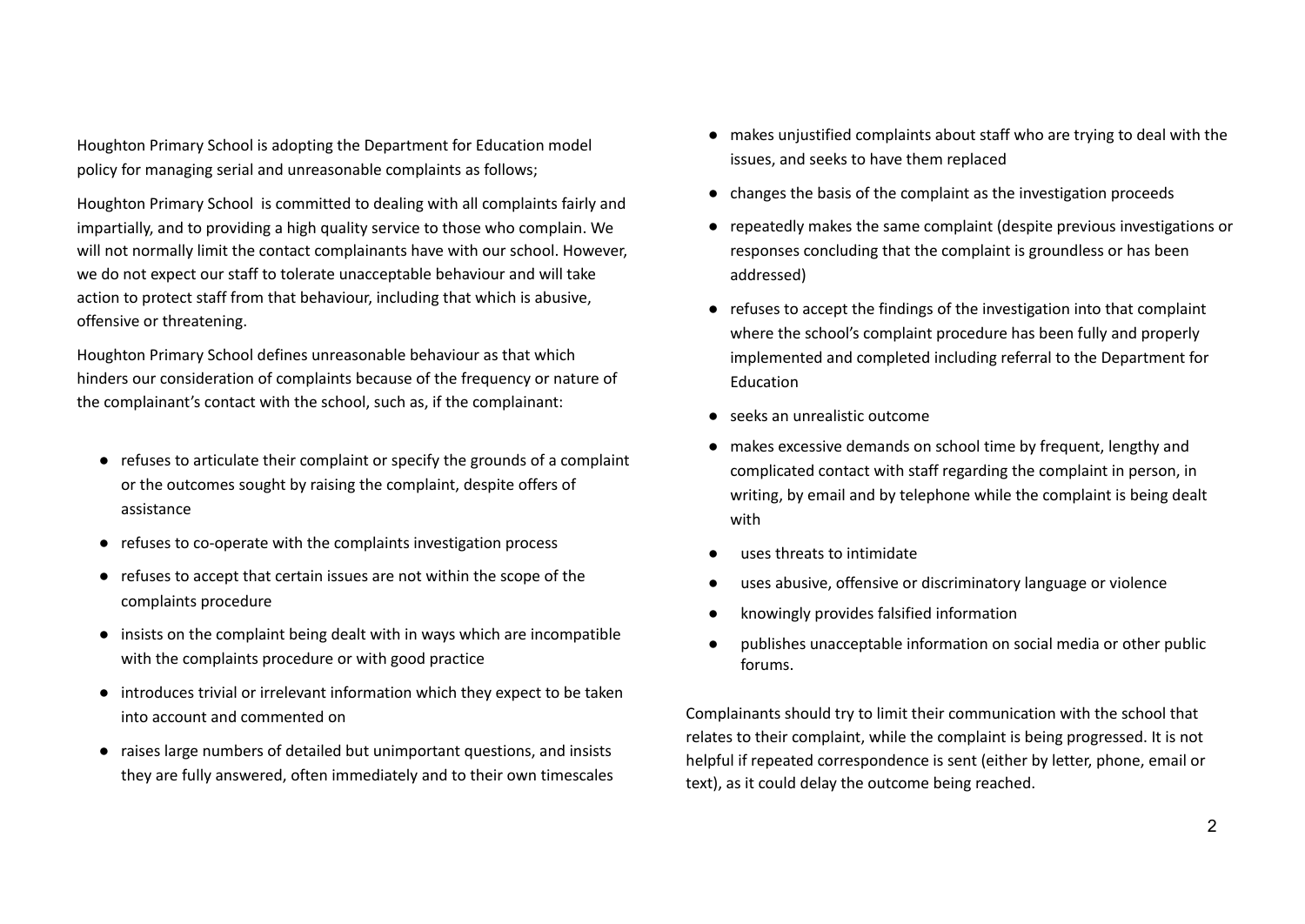Houghton Primary School is adopting the Department for Education model policy for managing serial and unreasonable complaints as follows;

Houghton Primary School  is committed to dealing with all complaints fairly and impartially, and to providing a high quality service to those who complain. We will not normally limit the contact complainants have with our school. However, we do not expect our staff to tolerate unacceptable behaviour and will take action to protect staff from that behaviour, including that which is abusive, offensive or threatening.

Houghton Primary School defines unreasonable behaviour as that which hinders our consideration of complaints because of the frequency or nature of the complainant's contact with the school, such as, if the complainant:

- refuses to articulate their complaint or specify the grounds of a complaint or the outcomes sought by raising the complaint, despite offers of assistance
- refuses to co-operate with the complaints investigation process
- refuses to accept that certain issues are not within the scope of the complaints procedure
- insists on the complaint being dealt with in ways which are incompatible with the complaints procedure or with good practice
- introduces trivial or irrelevant information which they expect to be taken into account and commented on
- raises large numbers of detailed but unimportant questions, and insists they are fully answered, often immediately and to their own timescales
- makes unjustified complaints about staff who are trying to deal with the issues, and seeks to have them replaced
- changes the basis of the complaint as the investigation proceeds
- repeatedly makes the same complaint (despite previous investigations or responses concluding that the complaint is groundless or has been addressed)
- refuses to accept the findings of the investigation into that complaint where the school's complaint procedure has been fully and properly implemented and completed including referral to the Department for Education
- seeks an unrealistic outcome
- makes excessive demands on school time by frequent, lengthy and complicated contact with staff regarding the complaint in person, in writing, by email and by telephone while the complaint is being dealt with
- uses threats to intimidate
- uses abusive, offensive or discriminatory language or violence
- knowingly provides falsified information
- publishes unacceptable information on social media or other public forums.

Complainants should try to limit their communication with the school that relates to their complaint, while the complaint is being progressed. It is not helpful if repeated correspondence is sent (either by letter, phone, email or text), as it could delay the outcome being reached.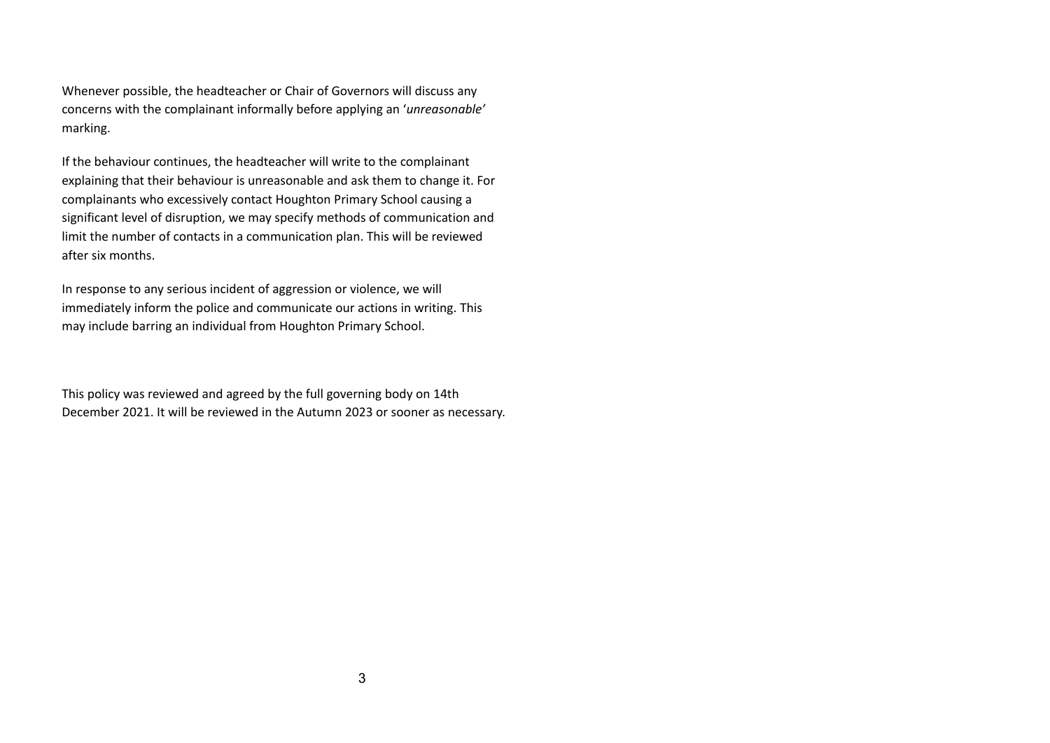Whenever possible, the headteacher or Chair of Governors will discuss any concerns with the complainant informally before applying an '*unreasonable'* marking.

If the behaviour continues, the headteacher will write to the complainant explaining that their behaviour is unreasonable and ask them to change it. For complainants who excessively contact Houghton Primary School causing a significant level of disruption, we may specify methods of communication and limit the number of contacts in a communication plan. This will be reviewed after six months.

In response to any serious incident of aggression or violence, we will immediately inform the police and communicate our actions in writing. This may include barring an individual from Houghton Primary School.

This policy was reviewed and agreed by the full governing body on 14th December 2021. It will be reviewed in the Autumn 2023 or sooner as necessary.